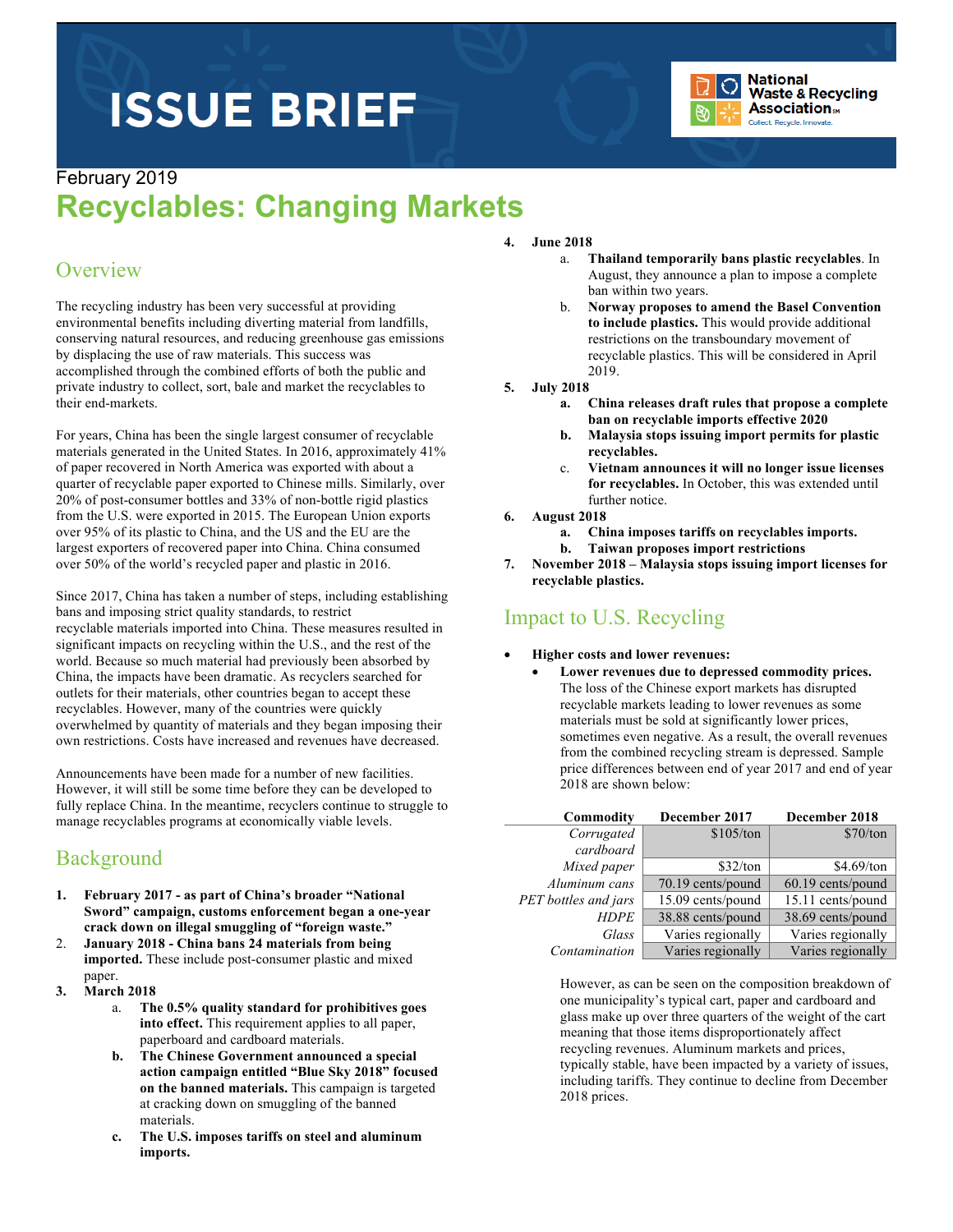# ISSUE BRIEF

National Waste & Recycling Association℠
Collect. Recycle. Innovate.

February 2019

# Recyclables: Changing Markets

## Overview

The recycling industry has been very successful at providing environmental benefits including diverting material from landfills, conserving natural resources, and reducing greenhouse gas emissions by displacing the use of raw materials. This success was accomplished through the combined efforts of both the public and private industry to collect, sort, bale and market the recyclables to their end-markets.

For years, China has been the single largest consumer of recyclable materials generated in the United States. In 2016, approximately 41% of paper recovered in North America was exported with about a quarter of recyclable paper exported to Chinese mills. Similarly, over 20% of post-consumer bottles and 33% of non-bottle rigid plastics from the U.S. were exported in 2015. The European Union exports over 95% of its plastic to China, and the US and the EU are the largest exporters of recovered paper into China. China consumed over 50% of the world's recycled paper and plastic in 2016.

Since 2017, China has taken a number of steps, including establishing bans and imposing strict quality standards, to restrict recyclable materials imported into China. These measures resulted in significant impacts on recycling within the U.S., and the rest of the world. Because so much material had previously been absorbed by China, the impacts have been dramatic. As recyclers searched for outlets for their materials, other countries began to accept these recyclables. However, many of the countries were quickly overwhelmed by quantity of materials and they began imposing their own restrictions. Costs have increased and revenues have decreased.

Announcements have been made for a number of new facilities. However, it will still be some time before they can be developed to fully replace China. In the meantime, recyclers continue to struggle to manage recyclables programs at economically viable levels.

## Background

1. **February 2017 - as part of China's broader "National Sword" campaign, customs enforcement began a one-year crack down on illegal smuggling of "foreign waste."**
2. **January 2018 - China bans 24 materials from being imported.** These include post-consumer plastic and mixed paper.
3. **March 2018**
   a. **The 0.5% quality standard for prohibitives goes into effect.** This requirement applies to all paper, paperboard and cardboard materials.
   b. **The Chinese Government announced a special action campaign entitled "Blue Sky 2018" focused on the banned materials.** This campaign is targeted at cracking down on smuggling of the banned materials.
   c. **The U.S. imposes tariffs on steel and aluminum imports.**
4. **June 2018**
   a. **Thailand temporarily bans plastic recyclables**. In August, they announce a plan to impose a complete ban within two years.
   b. **Norway proposes to amend the Basel Convention to include plastics.** This would provide additional restrictions on the transboundary movement of recyclable plastics. This will be considered in April 2019.
5. **July 2018**
   a. **China releases draft rules that propose a complete ban on recyclable imports effective 2020**
   b. **Malaysia stops issuing import permits for plastic recyclables.**
   c. **Vietnam announces it will no longer issue licenses for recyclables.** In October, this was extended until further notice.
6. **August 2018**
   a. **China imposes tariffs on recyclables imports.**
   b. **Taiwan proposes import restrictions**
7. **November 2018 – Malaysia stops issuing import licenses for recyclable plastics.**

## Impact to U.S. Recycling

- **Higher costs and lower revenues:**
  - **Lower revenues due to depressed commodity prices.** The loss of the Chinese export markets has disrupted recyclable markets leading to lower revenues as some materials must be sold at significantly lower prices, sometimes even negative. As a result, the overall revenues from the combined recycling stream is depressed. Sample price differences between end of year 2017 and end of year 2018 are shown below:

| Commodity | December 2017 | December 2018 |
|---|---|---|
| *Corrugated cardboard* | $105/ton | $70/ton |
| *Mixed paper* | $32/ton | $4.69/ton |
| *Aluminum cans* | 70.19 cents/pound | 60.19 cents/pound |
| *PET bottles and jars* | 15.09 cents/pound | 15.11 cents/pound |
| *HDPE* | 38.88 cents/pound | 38.69 cents/pound |
| *Glass* | Varies regionally | Varies regionally |
| *Contamination* | Varies regionally | Varies regionally |

However, as can be seen on the composition breakdown of one municipality's typical cart, paper and cardboard and glass make up over three quarters of the weight of the cart meaning that those items disproportionately affect recycling revenues. Aluminum markets and prices, typically stable, have been impacted by a variety of issues, including tariffs. They continue to decline from December 2018 prices.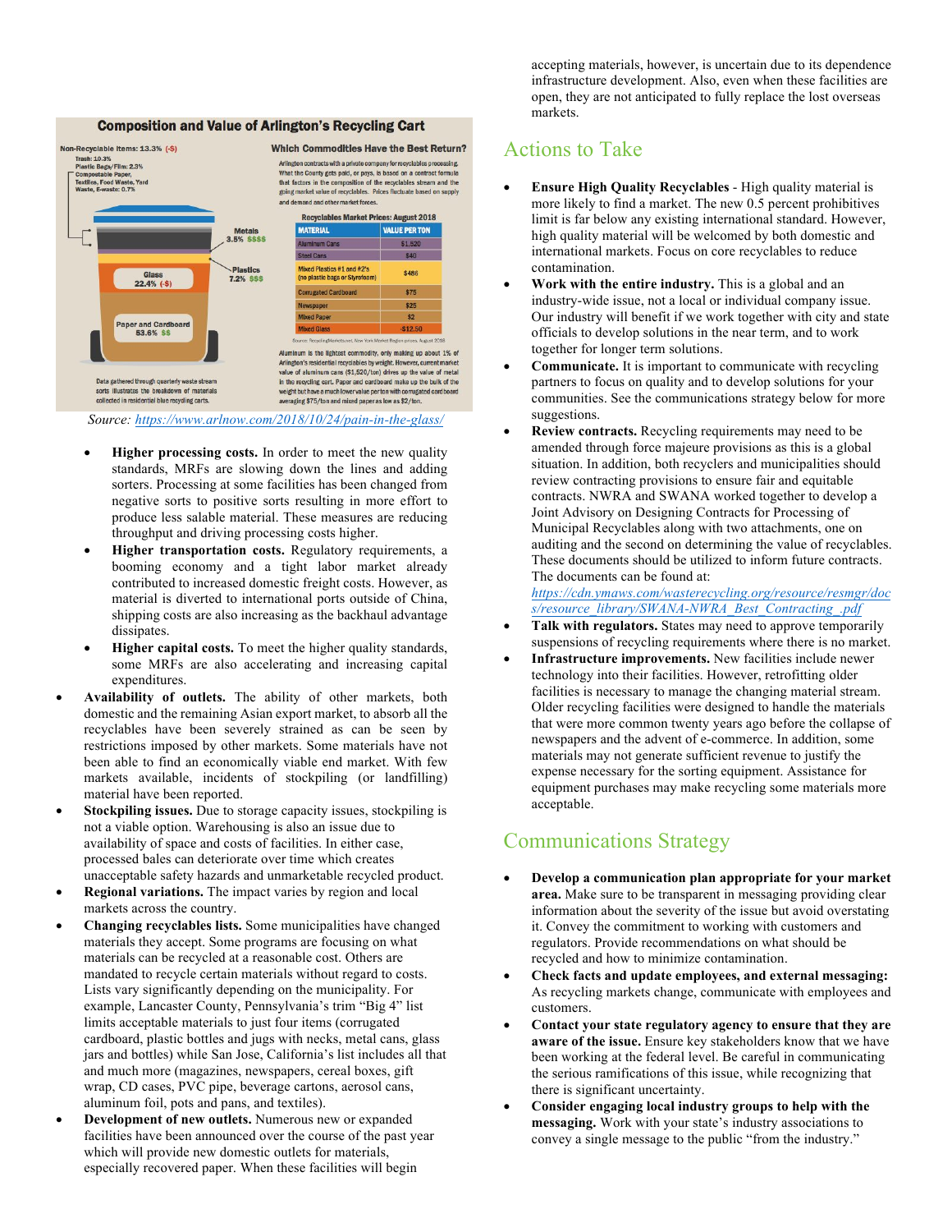## Composition and Value of Arlington's Recycling Cart

**Non-Recyclable Items: 13.3% (-$)**
Trash: 10.3%
Plastic Bags/Film: 2.3%
Compostable Paper, Textiles, Food Waste, Yard Waste, E-waste: 0.7%

Metals 3.5% $$$$

Plastics 7.2% $$$

Glass 22.4% (-$)

Paper and Cardboard 53.6% $$

Data gathered through quarterly waste stream sorts illustrates the breakdown of materials collected in residential blue recycling carts.

**Which Commodities Have the Best Return?**

Arlington contracts with a private company for recyclables processing. What the County gets paid, or pays, is based on a contract formula that factors in the composition of the recyclables stream and the going market value of recyclables. Prices fluctuate based on supply and demand and other market forces.

**Recyclables Market Prices: August 2018**

| MATERIAL | VALUE PER TON |
|---|---|
| Aluminum Cans | $1,520 |
| Steel Cans | $40 |
| Mixed Plastics #1 and #2's (no plastic bags or Styrofoam) | $486 |
| Corrugated Cardboard | $75 |
| Newspaper | $25 |
| Mixed Paper | $2 |
| Mixed Glass | -$12.50 |

Source: RecyclingMarkets.net, New York Market Region prices, August 2018

Aluminum is the lightest commodity, only making up about 1% of Arlington's residential recyclables by weight. However, current market value of aluminum cans ($1,520/ton) drives up the value of metal in the recycling cart. Paper and cardboard make up the bulk of the weight but have a much lower value per ton with corrugated cardboard averaging $75/ton and mixed paper as low as $2/ton.

*Source: https://www.arlnow.com/2018/10/24/pain-in-the-glass/*

- **Higher processing costs.** In order to meet the new quality standards, MRFs are slowing down the lines and adding sorters. Processing at some facilities has been changed from negative sorts to positive sorts resulting in more effort to produce less salable material. These measures are reducing throughput and driving processing costs higher.
- **Higher transportation costs.** Regulatory requirements, a booming economy and a tight labor market already contributed to increased domestic freight costs. However, as material is diverted to international ports outside of China, shipping costs are also increasing as the backhaul advantage dissipates.
- **Higher capital costs.** To meet the higher quality standards, some MRFs are also accelerating and increasing capital expenditures.

- **Availability of outlets.** The ability of other markets, both domestic and the remaining Asian export market, to absorb all the recyclables have been severely strained as can be seen by restrictions imposed by other markets. Some materials have not been able to find an economically viable end market. With few markets available, incidents of stockpiling (or landfilling) material have been reported.
- **Stockpiling issues.** Due to storage capacity issues, stockpiling is not a viable option. Warehousing is also an issue due to availability of space and costs of facilities. In either case, processed bales can deteriorate over time which creates unacceptable safety hazards and unmarketable recycled product.
- **Regional variations.** The impact varies by region and local markets across the country.
- **Changing recyclables lists.** Some municipalities have changed materials they accept. Some programs are focusing on what materials can be recycled at a reasonable cost. Others are mandated to recycle certain materials without regard to costs. Lists vary significantly depending on the municipality. For example, Lancaster County, Pennsylvania's trim "Big 4" list limits acceptable materials to just four items (corrugated cardboard, plastic bottles and jugs with necks, metal cans, glass jars and bottles) while San Jose, California's list includes all that and much more (magazines, newspapers, cereal boxes, gift wrap, CD cases, PVC pipe, beverage cartons, aerosol cans, aluminum foil, pots and pans, and textiles).
- **Development of new outlets.** Numerous new or expanded facilities have been announced over the course of the past year which will provide new domestic outlets for materials, especially recovered paper. When these facilities will begin accepting materials, however, is uncertain due to its dependence infrastructure development. Also, even when these facilities are open, they are not anticipated to fully replace the lost overseas markets.

## Actions to Take

- **Ensure High Quality Recyclables** - High quality material is more likely to find a market. The new 0.5 percent prohibitives limit is far below any existing international standard. However, high quality material will be welcomed by both domestic and international markets. Focus on core recyclables to reduce contamination.
- **Work with the entire industry.** This is a global and an industry-wide issue, not a local or individual company issue. Our industry will benefit if we work together with city and state officials to develop solutions in the near term, and to work together for longer term solutions.
- **Communicate.** It is important to communicate with recycling partners to focus on quality and to develop solutions for your communities. See the communications strategy below for more suggestions.
- **Review contracts.** Recycling requirements may need to be amended through force majeure provisions as this is a global situation. In addition, both recyclers and municipalities should review contracting provisions to ensure fair and equitable contracts. NWRA and SWANA worked together to develop a Joint Advisory on Designing Contracts for Processing of Municipal Recyclables along with two attachments, one on auditing and the second on determining the value of recyclables. These documents should be utilized to inform future contracts. The documents can be found at: *https://cdn.ymaws.com/wasterecycling.org/resource/resmgr/docs/resource_library/SWANA-NWRA_Best_Contracting_.pdf*
- **Talk with regulators.** States may need to approve temporarily suspensions of recycling requirements where there is no market.
- **Infrastructure improvements.** New facilities include newer technology into their facilities. However, retrofitting older facilities is necessary to manage the changing material stream. Older recycling facilities were designed to handle the materials that were more common twenty years ago before the collapse of newspapers and the advent of e-commerce. In addition, some materials may not generate sufficient revenue to justify the expense necessary for the sorting equipment. Assistance for equipment purchases may make recycling some materials more acceptable.

## Communications Strategy

- **Develop a communication plan appropriate for your market area.** Make sure to be transparent in messaging providing clear information about the severity of the issue but avoid overstating it. Convey the commitment to working with customers and regulators. Provide recommendations on what should be recycled and how to minimize contamination.
- **Check facts and update employees, and external messaging:** As recycling markets change, communicate with employees and customers.
- **Contact your state regulatory agency to ensure that they are aware of the issue.** Ensure key stakeholders know that we have been working at the federal level. Be careful in communicating the serious ramifications of this issue, while recognizing that there is significant uncertainty.
- **Consider engaging local industry groups to help with the messaging.** Work with your state's industry associations to convey a single message to the public "from the industry."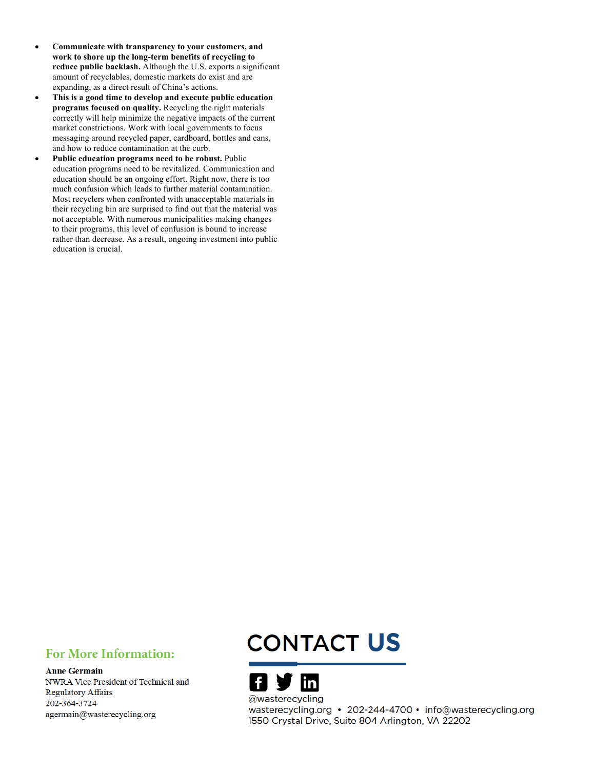- **Communicate with transparency to your customers, and work to shore up the long-term benefits of recycling to reduce public backlash.** Although the U.S. exports a significant amount of recyclables, domestic markets do exist and are expanding, as a direct result of China's actions.
- **This is a good time to develop and execute public education programs focused on quality.** Recycling the right materials correctly will help minimize the negative impacts of the current market constrictions. Work with local governments to focus messaging around recycled paper, cardboard, bottles and cans, and how to reduce contamination at the curb.
- **Public education programs need to be robust.** Public education programs need to be revitalized. Communication and education should be an ongoing effort. Right now, there is too much confusion which leads to further material contamination. Most recyclers when confronted with unacceptable materials in their recycling bin are surprised to find out that the material was not acceptable. With numerous municipalities making changes to their programs, this level of confusion is bound to increase rather than decrease. As a result, ongoing investment into public education is crucial.

## For More Information:

**Anne Germain**
NWRA Vice President of Technical and Regulatory Affairs
202-364-3724
agermain@wasterecycling.org

## CONTACT US

@wasterecycling
wasterecycling.org • 202-244-4700 • info@wasterecycling.org
1550 Crystal Drive, Suite 804 Arlington, VA 22202